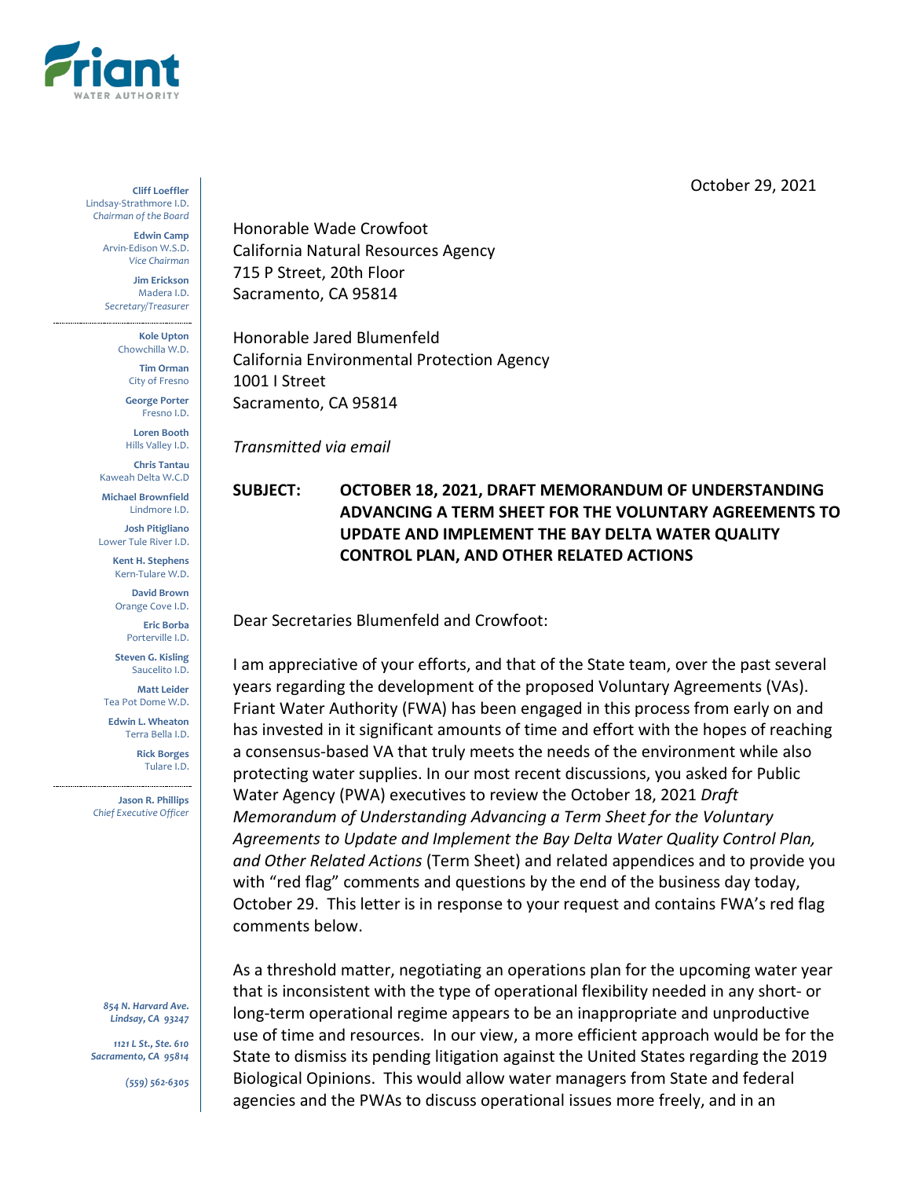# Friant WATER AUTHORITY

**Cliff Loeffler**
Lindsay-Strathmore I.D.
*Chairman of the Board*

**Edwin Camp**
Arvin-Edison W.S.D.
*Vice Chairman*

**Jim Erickson**
Madera I.D.
*Secretary/Treasurer*

**Kole Upton**
Chowchilla W.D.

**Tim Orman**
City of Fresno

**George Porter**
Fresno I.D.

**Loren Booth**
Hills Valley I.D.

**Chris Tantau**
Kaweah Delta W.C.D

**Michael Brownfield**
Lindmore I.D.

**Josh Pitigliano**
Lower Tule River I.D.

**Kent H. Stephens**
Kern-Tulare W.D.

**David Brown**
Orange Cove I.D.

**Eric Borba**
Porterville I.D.

**Steven G. Kisling**
Saucelito I.D.

**Matt Leider**
Tea Pot Dome W.D.

**Edwin L. Wheaton**
Terra Bella I.D.

**Rick Borges**
Tulare I.D.

**Jason R. Phillips**
*Chief Executive Officer*

*854 N. Harvard Ave.*
*Lindsay, CA 93247*

*1121 L St., Ste. 610*
*Sacramento, CA 95814*

*(559) 562-6305*

October 29, 2021

Honorable Wade Crowfoot
California Natural Resources Agency
715 P Street, 20th Floor
Sacramento, CA 95814

Honorable Jared Blumenfeld
California Environmental Protection Agency
1001 I Street
Sacramento, CA 95814

*Transmitted via email*

**SUBJECT: OCTOBER 18, 2021, DRAFT MEMORANDUM OF UNDERSTANDING ADVANCING A TERM SHEET FOR THE VOLUNTARY AGREEMENTS TO UPDATE AND IMPLEMENT THE BAY DELTA WATER QUALITY CONTROL PLAN, AND OTHER RELATED ACTIONS**

Dear Secretaries Blumenfeld and Crowfoot:

I am appreciative of your efforts, and that of the State team, over the past several years regarding the development of the proposed Voluntary Agreements (VAs). Friant Water Authority (FWA) has been engaged in this process from early on and has invested in it significant amounts of time and effort with the hopes of reaching a consensus-based VA that truly meets the needs of the environment while also protecting water supplies. In our most recent discussions, you asked for Public Water Agency (PWA) executives to review the October 18, 2021 *Draft Memorandum of Understanding Advancing a Term Sheet for the Voluntary Agreements to Update and Implement the Bay Delta Water Quality Control Plan, and Other Related Actions* (Term Sheet) and related appendices and to provide you with "red flag" comments and questions by the end of the business day today, October 29. This letter is in response to your request and contains FWA's red flag comments below.

As a threshold matter, negotiating an operations plan for the upcoming water year that is inconsistent with the type of operational flexibility needed in any short- or long-term operational regime appears to be an inappropriate and unproductive use of time and resources. In our view, a more efficient approach would be for the State to dismiss its pending litigation against the United States regarding the 2019 Biological Opinions. This would allow water managers from State and federal agencies and the PWAs to discuss operational issues more freely, and in an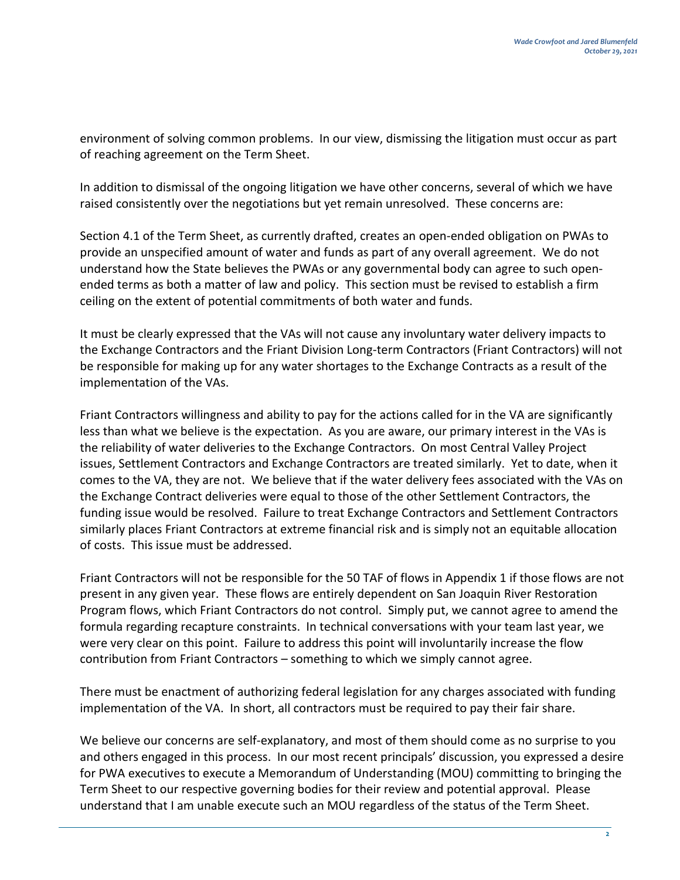environment of solving common problems. In our view, dismissing the litigation must occur as part of reaching agreement on the Term Sheet.

In addition to dismissal of the ongoing litigation we have other concerns, several of which we have raised consistently over the negotiations but yet remain unresolved. These concerns are:

Section 4.1 of the Term Sheet, as currently drafted, creates an open-ended obligation on PWAs to provide an unspecified amount of water and funds as part of any overall agreement. We do not understand how the State believes the PWAs or any governmental body can agree to such open-ended terms as both a matter of law and policy. This section must be revised to establish a firm ceiling on the extent of potential commitments of both water and funds.

It must be clearly expressed that the VAs will not cause any involuntary water delivery impacts to the Exchange Contractors and the Friant Division Long-term Contractors (Friant Contractors) will not be responsible for making up for any water shortages to the Exchange Contracts as a result of the implementation of the VAs.

Friant Contractors willingness and ability to pay for the actions called for in the VA are significantly less than what we believe is the expectation. As you are aware, our primary interest in the VAs is the reliability of water deliveries to the Exchange Contractors. On most Central Valley Project issues, Settlement Contractors and Exchange Contractors are treated similarly. Yet to date, when it comes to the VA, they are not. We believe that if the water delivery fees associated with the VAs on the Exchange Contract deliveries were equal to those of the other Settlement Contractors, the funding issue would be resolved. Failure to treat Exchange Contractors and Settlement Contractors similarly places Friant Contractors at extreme financial risk and is simply not an equitable allocation of costs. This issue must be addressed.

Friant Contractors will not be responsible for the 50 TAF of flows in Appendix 1 if those flows are not present in any given year. These flows are entirely dependent on San Joaquin River Restoration Program flows, which Friant Contractors do not control. Simply put, we cannot agree to amend the formula regarding recapture constraints. In technical conversations with your team last year, we were very clear on this point. Failure to address this point will involuntarily increase the flow contribution from Friant Contractors – something to which we simply cannot agree.

There must be enactment of authorizing federal legislation for any charges associated with funding implementation of the VA. In short, all contractors must be required to pay their fair share.

We believe our concerns are self-explanatory, and most of them should come as no surprise to you and others engaged in this process. In our most recent principals' discussion, you expressed a desire for PWA executives to execute a Memorandum of Understanding (MOU) committing to bringing the Term Sheet to our respective governing bodies for their review and potential approval. Please understand that I am unable execute such an MOU regardless of the status of the Term Sheet.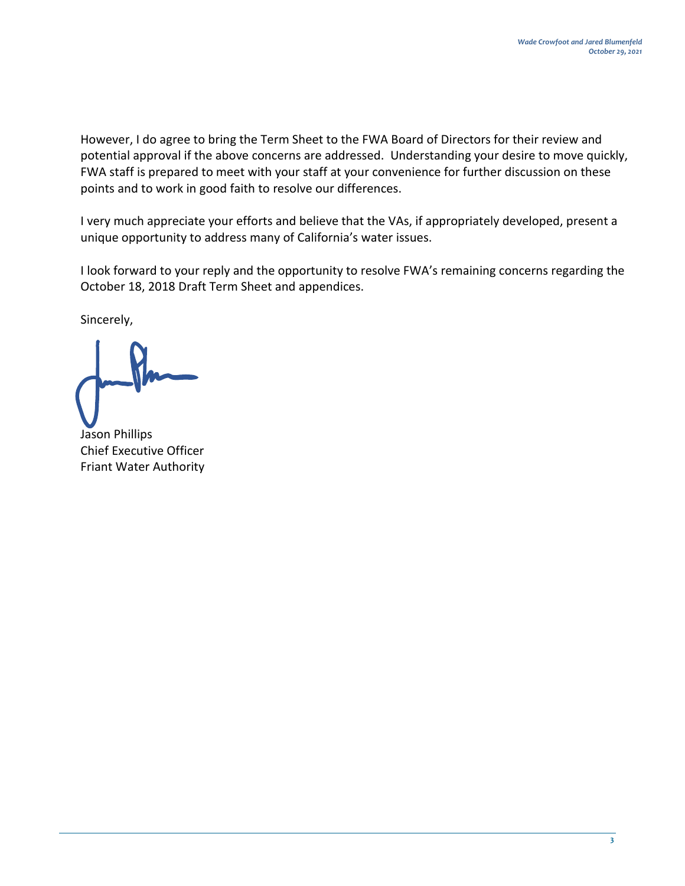However, I do agree to bring the Term Sheet to the FWA Board of Directors for their review and potential approval if the above concerns are addressed. Understanding your desire to move quickly, FWA staff is prepared to meet with your staff at your convenience for further discussion on these points and to work in good faith to resolve our differences.

I very much appreciate your efforts and believe that the VAs, if appropriately developed, present a unique opportunity to address many of California's water issues.

I look forward to your reply and the opportunity to resolve FWA's remaining concerns regarding the October 18, 2018 Draft Term Sheet and appendices.

Sincerely,

Jason Phillips
Chief Executive Officer
Friant Water Authority